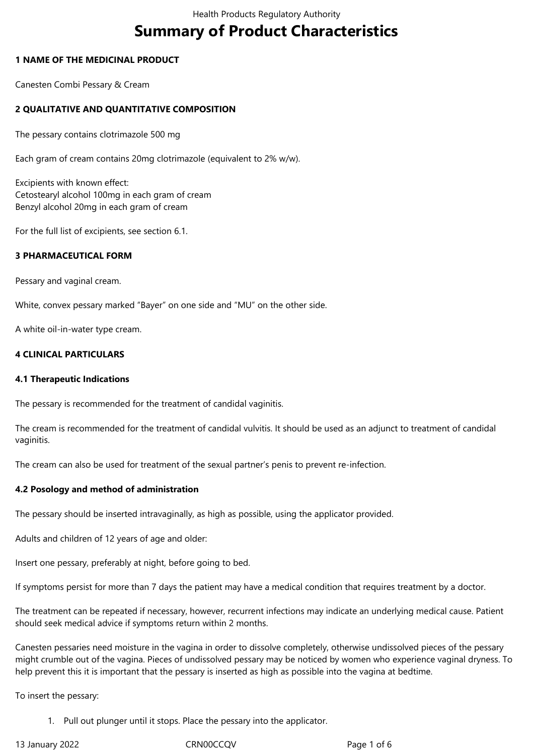# Summary of Product Characteristics

## 1 NAME OF THE MEDICINAL PRODUCT

Canesten Combi Pessary & Cream

## 2 QUALITATIVE AND QUANTITATIVE COMPOSITION

The pessary contains clotrimazole 500 mg

Each gram of cream contains 20mg clotrimazole (equivalent to 2% w/w).

Excipients with known effect:
Cetostearyl alcohol 100mg in each gram of cream
Benzyl alcohol 20mg in each gram of cream

For the full list of excipients, see section 6.1.

## 3 PHARMACEUTICAL FORM

Pessary and vaginal cream.

White, convex pessary marked "Bayer" on one side and "MU" on the other side.

A white oil-in-water type cream.

## 4 CLINICAL PARTICULARS

### 4.1 Therapeutic Indications

The pessary is recommended for the treatment of candidal vaginitis.

The cream is recommended for the treatment of candidal vulvitis. It should be used as an adjunct to treatment of candidal vaginitis.

The cream can also be used for treatment of the sexual partner's penis to prevent re-infection.

### 4.2 Posology and method of administration

The pessary should be inserted intravaginally, as high as possible, using the applicator provided.

Adults and children of 12 years of age and older:

Insert one pessary, preferably at night, before going to bed.

If symptoms persist for more than 7 days the patient may have a medical condition that requires treatment by a doctor.

The treatment can be repeated if necessary, however, recurrent infections may indicate an underlying medical cause. Patient should seek medical advice if symptoms return within 2 months.

Canesten pessaries need moisture in the vagina in order to dissolve completely, otherwise undissolved pieces of the pessary might crumble out of the vagina. Pieces of undissolved pessary may be noticed by women who experience vaginal dryness. To help prevent this it is important that the pessary is inserted as high as possible into the vagina at bedtime.

To insert the pessary:

1. Pull out plunger until it stops. Place the pessary into the applicator.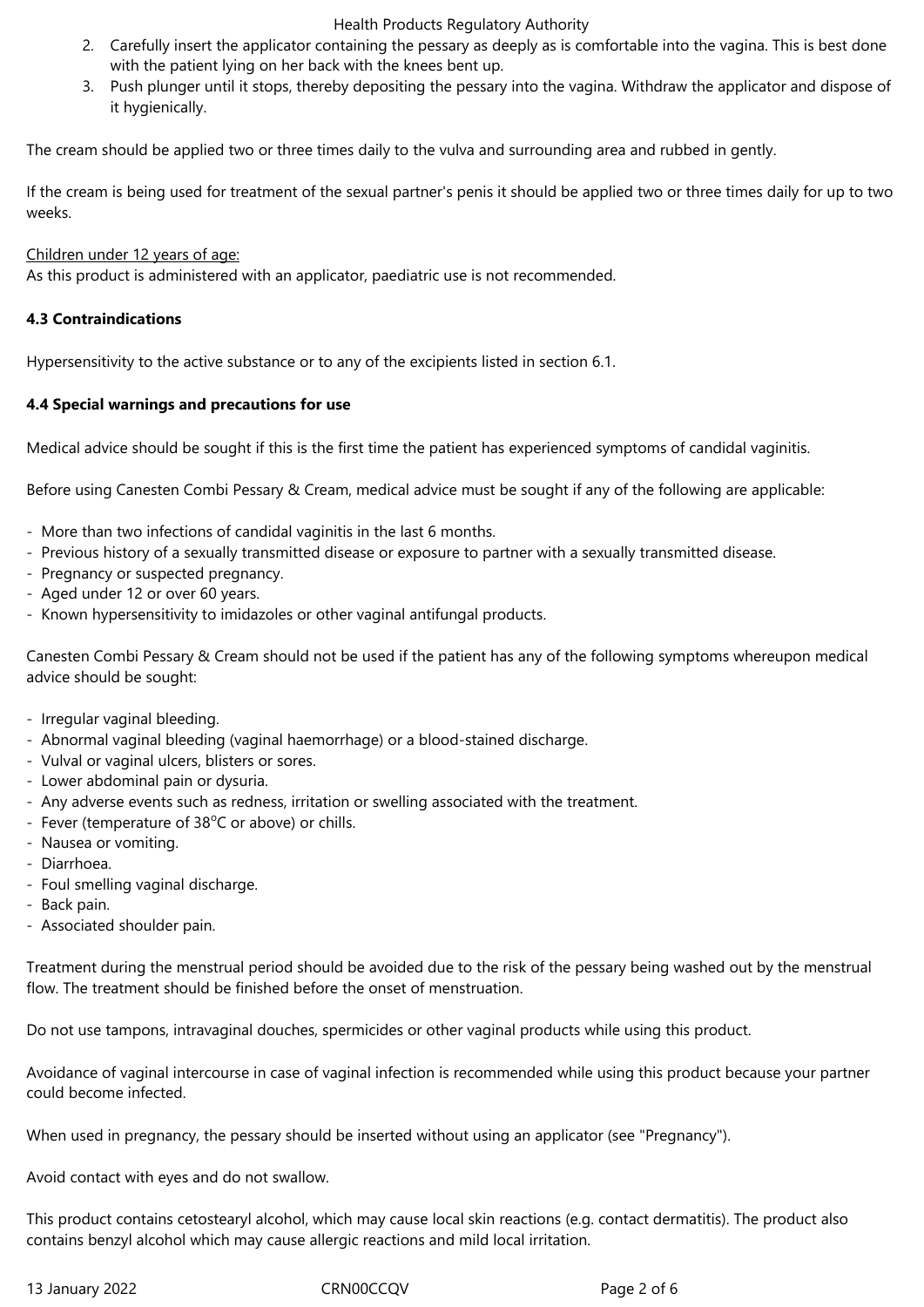2. Carefully insert the applicator containing the pessary as deeply as is comfortable into the vagina. This is best done with the patient lying on her back with the knees bent up.
3. Push plunger until it stops, thereby depositing the pessary into the vagina. Withdraw the applicator and dispose of it hygienically.

The cream should be applied two or three times daily to the vulva and surrounding area and rubbed in gently.

If the cream is being used for treatment of the sexual partner's penis it should be applied two or three times daily for up to two weeks.

Children under 12 years of age:
As this product is administered with an applicator, paediatric use is not recommended.

**4.3 Contraindications**

Hypersensitivity to the active substance or to any of the excipients listed in section 6.1.

**4.4 Special warnings and precautions for use**

Medical advice should be sought if this is the first time the patient has experienced symptoms of candidal vaginitis.

Before using Canesten Combi Pessary & Cream, medical advice must be sought if any of the following are applicable:

- More than two infections of candidal vaginitis in the last 6 months.
- Previous history of a sexually transmitted disease or exposure to partner with a sexually transmitted disease.
- Pregnancy or suspected pregnancy.
- Aged under 12 or over 60 years.
- Known hypersensitivity to imidazoles or other vaginal antifungal products.

Canesten Combi Pessary & Cream should not be used if the patient has any of the following symptoms whereupon medical advice should be sought:

- Irregular vaginal bleeding.
- Abnormal vaginal bleeding (vaginal haemorrhage) or a blood-stained discharge.
- Vulval or vaginal ulcers, blisters or sores.
- Lower abdominal pain or dysuria.
- Any adverse events such as redness, irritation or swelling associated with the treatment.
- Fever (temperature of 38°C or above) or chills.
- Nausea or vomiting.
- Diarrhoea.
- Foul smelling vaginal discharge.
- Back pain.
- Associated shoulder pain.

Treatment during the menstrual period should be avoided due to the risk of the pessary being washed out by the menstrual flow. The treatment should be finished before the onset of menstruation.

Do not use tampons, intravaginal douches, spermicides or other vaginal products while using this product.

Avoidance of vaginal intercourse in case of vaginal infection is recommended while using this product because your partner could become infected.

When used in pregnancy, the pessary should be inserted without using an applicator (see "Pregnancy").

Avoid contact with eyes and do not swallow.

This product contains cetostearyl alcohol, which may cause local skin reactions (e.g. contact dermatitis). The product also contains benzyl alcohol which may cause allergic reactions and mild local irritation.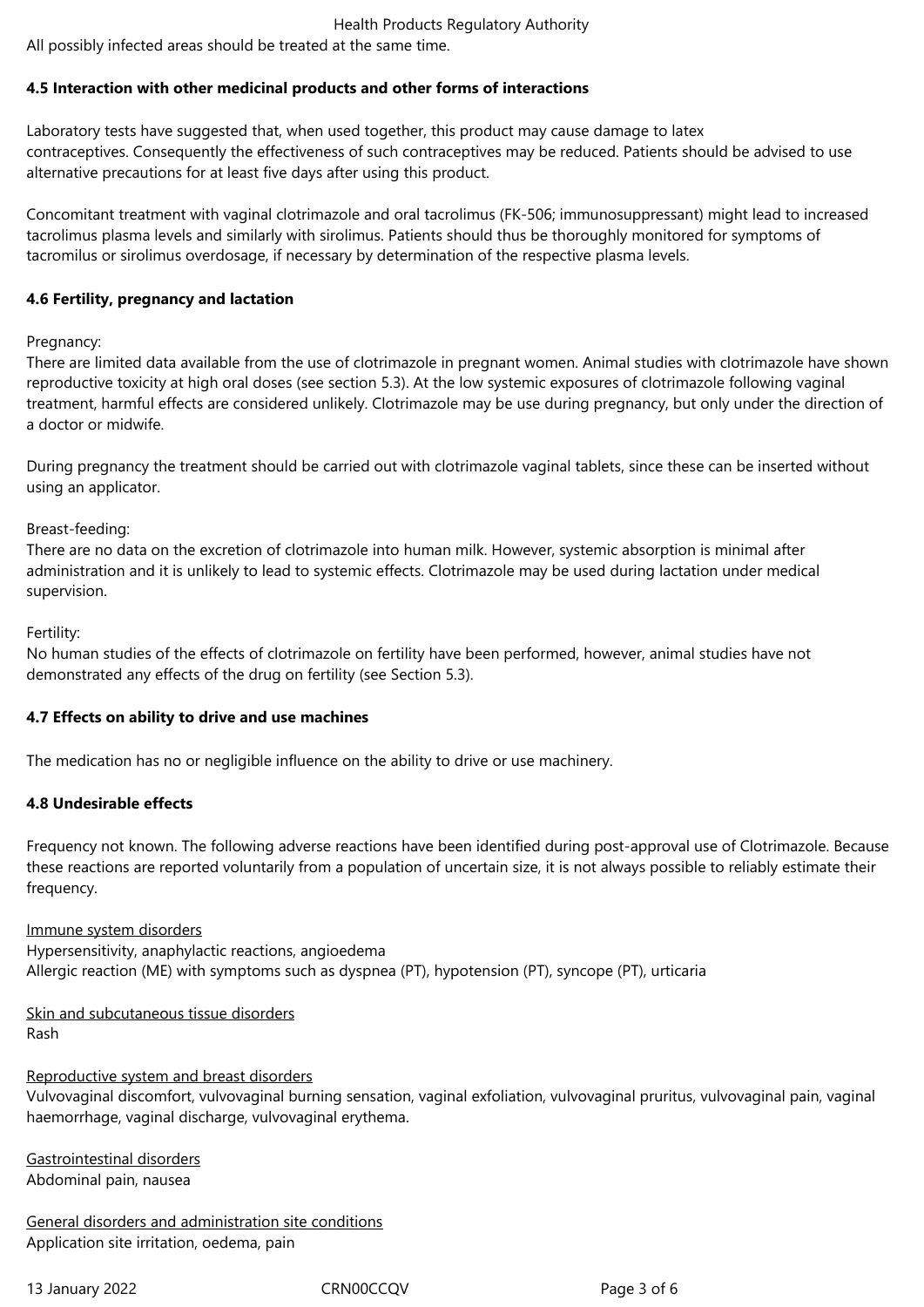All possibly infected areas should be treated at the same time.

**4.5 Interaction with other medicinal products and other forms of interactions**

Laboratory tests have suggested that, when used together, this product may cause damage to latex contraceptives. Consequently the effectiveness of such contraceptives may be reduced. Patients should be advised to use alternative precautions for at least five days after using this product.

Concomitant treatment with vaginal clotrimazole and oral tacrolimus (FK-506; immunosuppressant) might lead to increased tacrolimus plasma levels and similarly with sirolimus. Patients should thus be thoroughly monitored for symptoms of tacromilus or sirolimus overdosage, if necessary by determination of the respective plasma levels.

**4.6 Fertility, pregnancy and lactation**

Pregnancy:
There are limited data available from the use of clotrimazole in pregnant women. Animal studies with clotrimazole have shown reproductive toxicity at high oral doses (see section 5.3). At the low systemic exposures of clotrimazole following vaginal treatment, harmful effects are considered unlikely. Clotrimazole may be use during pregnancy, but only under the direction of a doctor or midwife.

During pregnancy the treatment should be carried out with clotrimazole vaginal tablets, since these can be inserted without using an applicator.

Breast-feeding:
There are no data on the excretion of clotrimazole into human milk. However, systemic absorption is minimal after administration and it is unlikely to lead to systemic effects. Clotrimazole may be used during lactation under medical supervision.

Fertility:
No human studies of the effects of clotrimazole on fertility have been performed, however, animal studies have not demonstrated any effects of the drug on fertility (see Section 5.3).

**4.7 Effects on ability to drive and use machines**

The medication has no or negligible influence on the ability to drive or use machinery.

**4.8 Undesirable effects**

Frequency not known. The following adverse reactions have been identified during post-approval use of Clotrimazole. Because these reactions are reported voluntarily from a population of uncertain size, it is not always possible to reliably estimate their frequency.

Immune system disorders
Hypersensitivity, anaphylactic reactions, angioedema
Allergic reaction (ME) with symptoms such as dyspnea (PT), hypotension (PT), syncope (PT), urticaria

Skin and subcutaneous tissue disorders
Rash

Reproductive system and breast disorders
Vulvovaginal discomfort, vulvovaginal burning sensation, vaginal exfoliation, vulvovaginal pruritus, vulvovaginal pain, vaginal haemorrhage, vaginal discharge, vulvovaginal erythema.

Gastrointestinal disorders
Abdominal pain, nausea

General disorders and administration site conditions
Application site irritation, oedema, pain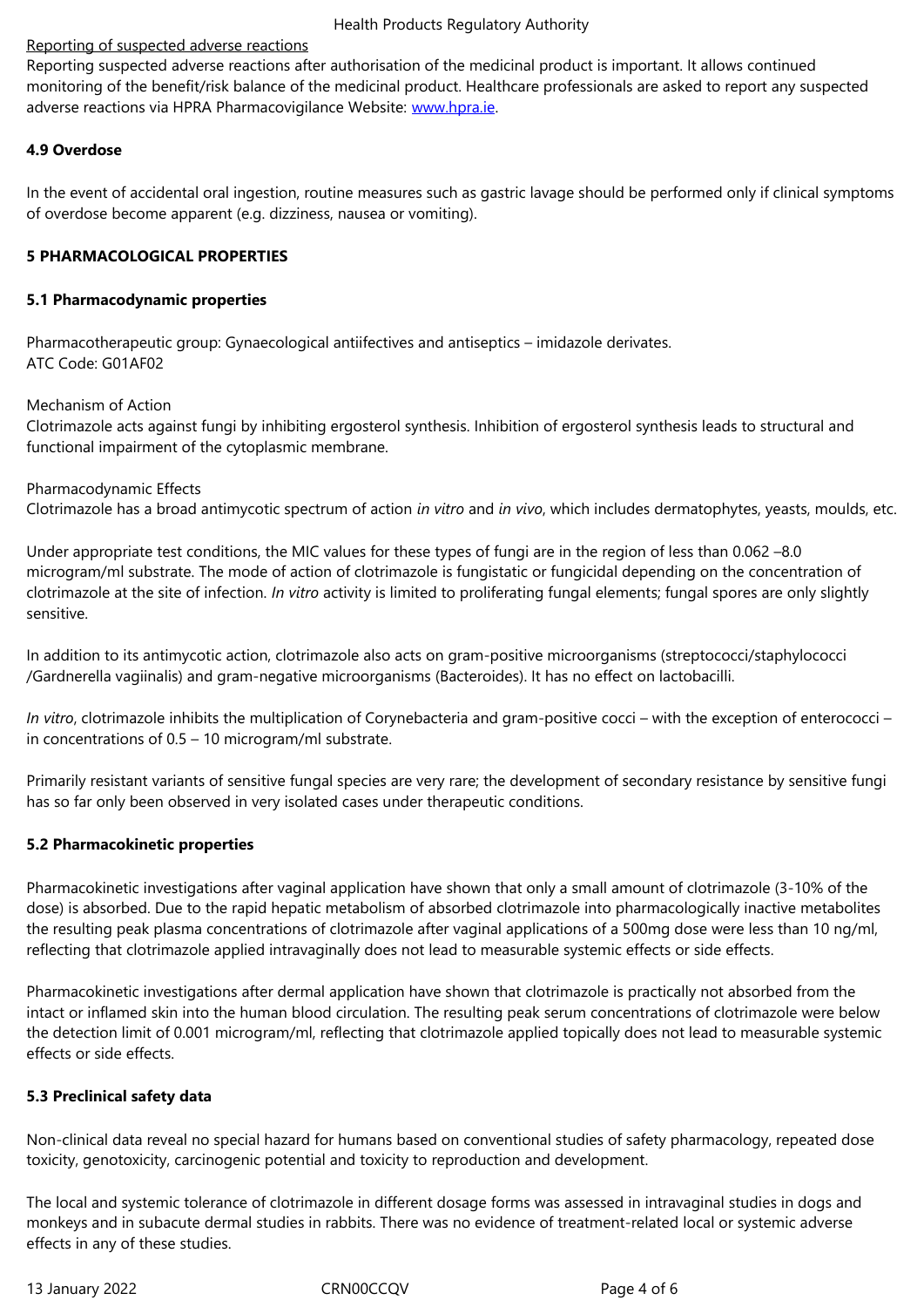Reporting of suspected adverse reactions
Reporting suspected adverse reactions after authorisation of the medicinal product is important. It allows continued monitoring of the benefit/risk balance of the medicinal product. Healthcare professionals are asked to report any suspected adverse reactions via HPRA Pharmacovigilance Website: www.hpra.ie.

**4.9 Overdose**

In the event of accidental oral ingestion, routine measures such as gastric lavage should be performed only if clinical symptoms of overdose become apparent (e.g. dizziness, nausea or vomiting).

## 5 PHARMACOLOGICAL PROPERTIES

### 5.1 Pharmacodynamic properties

Pharmacotherapeutic group: Gynaecological antiifectives and antiseptics – imidazole derivates.
ATC Code: G01AF02

Mechanism of Action
Clotrimazole acts against fungi by inhibiting ergosterol synthesis. Inhibition of ergosterol synthesis leads to structural and functional impairment of the cytoplasmic membrane.

Pharmacodynamic Effects
Clotrimazole has a broad antimycotic spectrum of action *in vitro* and *in vivo*, which includes dermatophytes, yeasts, moulds, etc.

Under appropriate test conditions, the MIC values for these types of fungi are in the region of less than 0.062 –8.0 microgram/ml substrate. The mode of action of clotrimazole is fungistatic or fungicidal depending on the concentration of clotrimazole at the site of infection. *In vitro* activity is limited to proliferating fungal elements; fungal spores are only slightly sensitive.

In addition to its antimycotic action, clotrimazole also acts on gram-positive microorganisms (streptococci/staphylococci /Gardnerella vagiinalis) and gram-negative microorganisms (Bacteroides). It has no effect on lactobacilli.

*In vitro*, clotrimazole inhibits the multiplication of Corynebacteria and gram-positive cocci – with the exception of enterococci – in concentrations of 0.5 – 10 microgram/ml substrate.

Primarily resistant variants of sensitive fungal species are very rare; the development of secondary resistance by sensitive fungi has so far only been observed in very isolated cases under therapeutic conditions.

### 5.2 Pharmacokinetic properties

Pharmacokinetic investigations after vaginal application have shown that only a small amount of clotrimazole (3-10% of the dose) is absorbed. Due to the rapid hepatic metabolism of absorbed clotrimazole into pharmacologically inactive metabolites the resulting peak plasma concentrations of clotrimazole after vaginal applications of a 500mg dose were less than 10 ng/ml, reflecting that clotrimazole applied intravaginally does not lead to measurable systemic effects or side effects.

Pharmacokinetic investigations after dermal application have shown that clotrimazole is practically not absorbed from the intact or inflamed skin into the human blood circulation. The resulting peak serum concentrations of clotrimazole were below the detection limit of 0.001 microgram/ml, reflecting that clotrimazole applied topically does not lead to measurable systemic effects or side effects.

### 5.3 Preclinical safety data

Non-clinical data reveal no special hazard for humans based on conventional studies of safety pharmacology, repeated dose toxicity, genotoxicity, carcinogenic potential and toxicity to reproduction and development.

The local and systemic tolerance of clotrimazole in different dosage forms was assessed in intravaginal studies in dogs and monkeys and in subacute dermal studies in rabbits. There was no evidence of treatment-related local or systemic adverse effects in any of these studies.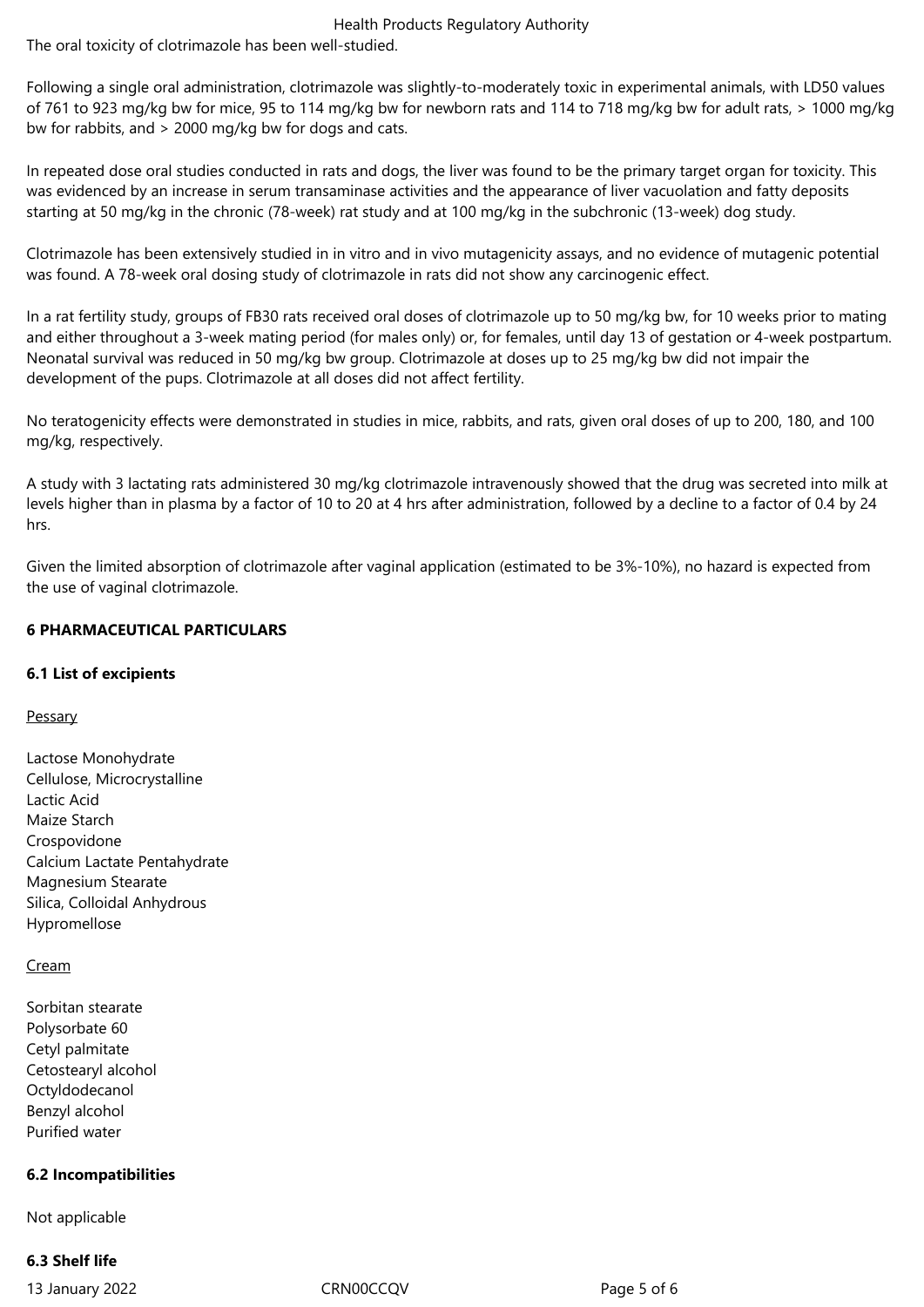The oral toxicity of clotrimazole has been well-studied.

Following a single oral administration, clotrimazole was slightly-to-moderately toxic in experimental animals, with LD50 values of 761 to 923 mg/kg bw for mice, 95 to 114 mg/kg bw for newborn rats and 114 to 718 mg/kg bw for adult rats, > 1000 mg/kg bw for rabbits, and > 2000 mg/kg bw for dogs and cats.

In repeated dose oral studies conducted in rats and dogs, the liver was found to be the primary target organ for toxicity. This was evidenced by an increase in serum transaminase activities and the appearance of liver vacuolation and fatty deposits starting at 50 mg/kg in the chronic (78-week) rat study and at 100 mg/kg in the subchronic (13-week) dog study.

Clotrimazole has been extensively studied in in vitro and in vivo mutagenicity assays, and no evidence of mutagenic potential was found. A 78-week oral dosing study of clotrimazole in rats did not show any carcinogenic effect.

In a rat fertility study, groups of FB30 rats received oral doses of clotrimazole up to 50 mg/kg bw, for 10 weeks prior to mating and either throughout a 3-week mating period (for males only) or, for females, until day 13 of gestation or 4-week postpartum. Neonatal survival was reduced in 50 mg/kg bw group. Clotrimazole at doses up to 25 mg/kg bw did not impair the development of the pups. Clotrimazole at all doses did not affect fertility.

No teratogenicity effects were demonstrated in studies in mice, rabbits, and rats, given oral doses of up to 200, 180, and 100 mg/kg, respectively.

A study with 3 lactating rats administered 30 mg/kg clotrimazole intravenously showed that the drug was secreted into milk at levels higher than in plasma by a factor of 10 to 20 at 4 hrs after administration, followed by a decline to a factor of 0.4 by 24 hrs.

Given the limited absorption of clotrimazole after vaginal application (estimated to be 3%-10%), no hazard is expected from the use of vaginal clotrimazole.

## 6 PHARMACEUTICAL PARTICULARS

### 6.1 List of excipients

Pessary

Lactose Monohydrate
Cellulose, Microcrystalline
Lactic Acid
Maize Starch
Crospovidone
Calcium Lactate Pentahydrate
Magnesium Stearate
Silica, Colloidal Anhydrous
Hypromellose

Cream

Sorbitan stearate
Polysorbate 60
Cetyl palmitate
Cetostearyl alcohol
Octyldodecanol
Benzyl alcohol
Purified water

### 6.2 Incompatibilities

Not applicable

### 6.3 Shelf life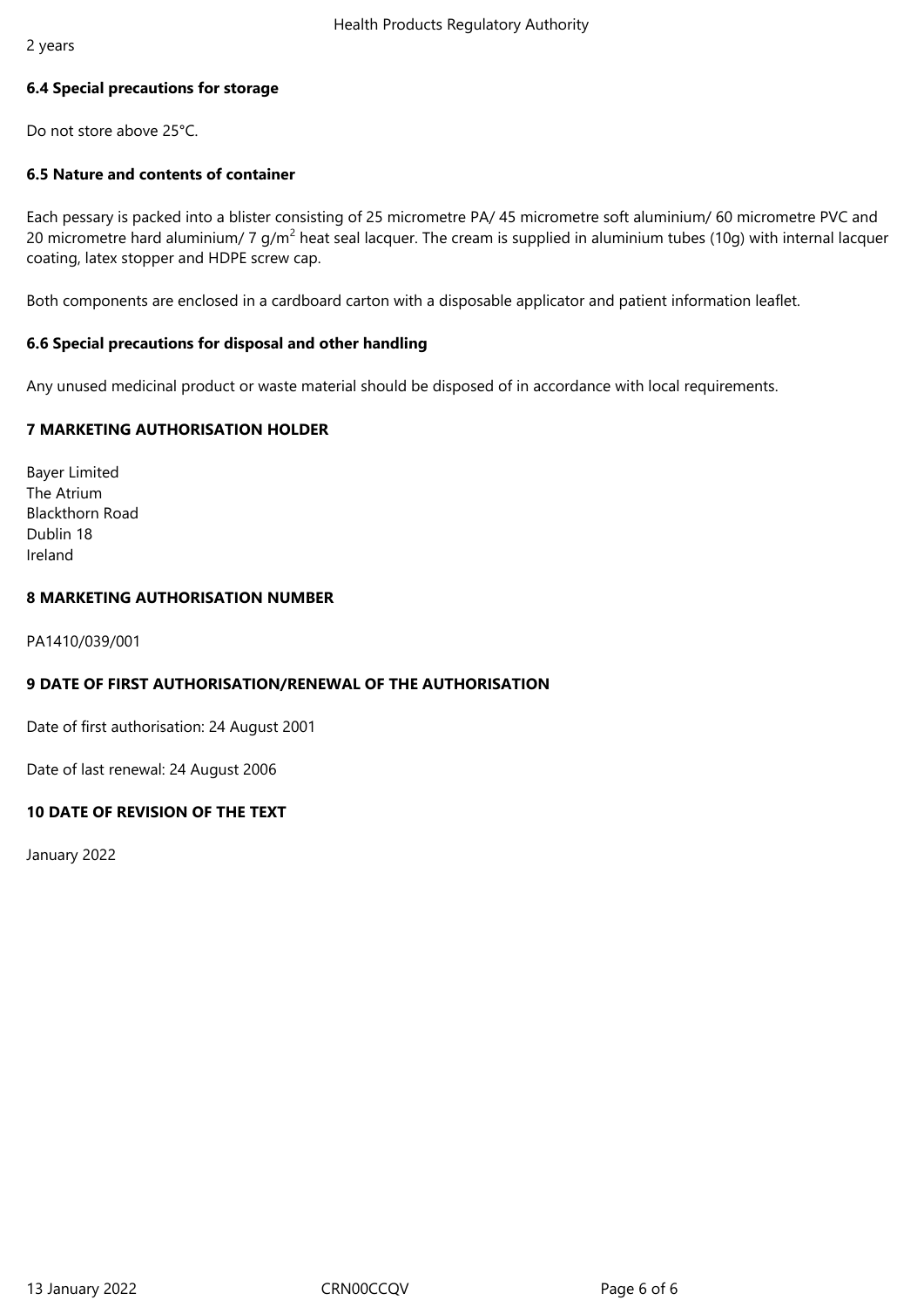2 years

**6.4 Special precautions for storage**

Do not store above 25°C.

**6.5 Nature and contents of container**

Each pessary is packed into a blister consisting of 25 micrometre PA/ 45 micrometre soft aluminium/ 60 micrometre PVC and 20 micrometre hard aluminium/ 7 $g/m^2$ heat seal lacquer. The cream is supplied in aluminium tubes (10g) with internal lacquer coating, latex stopper and HDPE screw cap.

Both components are enclosed in a cardboard carton with a disposable applicator and patient information leaflet.

**6.6 Special precautions for disposal and other handling**

Any unused medicinal product or waste material should be disposed of in accordance with local requirements.

**7 MARKETING AUTHORISATION HOLDER**

Bayer Limited
The Atrium
Blackthorn Road
Dublin 18
Ireland

**8 MARKETING AUTHORISATION NUMBER**

PA1410/039/001

**9 DATE OF FIRST AUTHORISATION/RENEWAL OF THE AUTHORISATION**

Date of first authorisation: 24 August 2001

Date of last renewal: 24 August 2006

**10 DATE OF REVISION OF THE TEXT**

January 2022